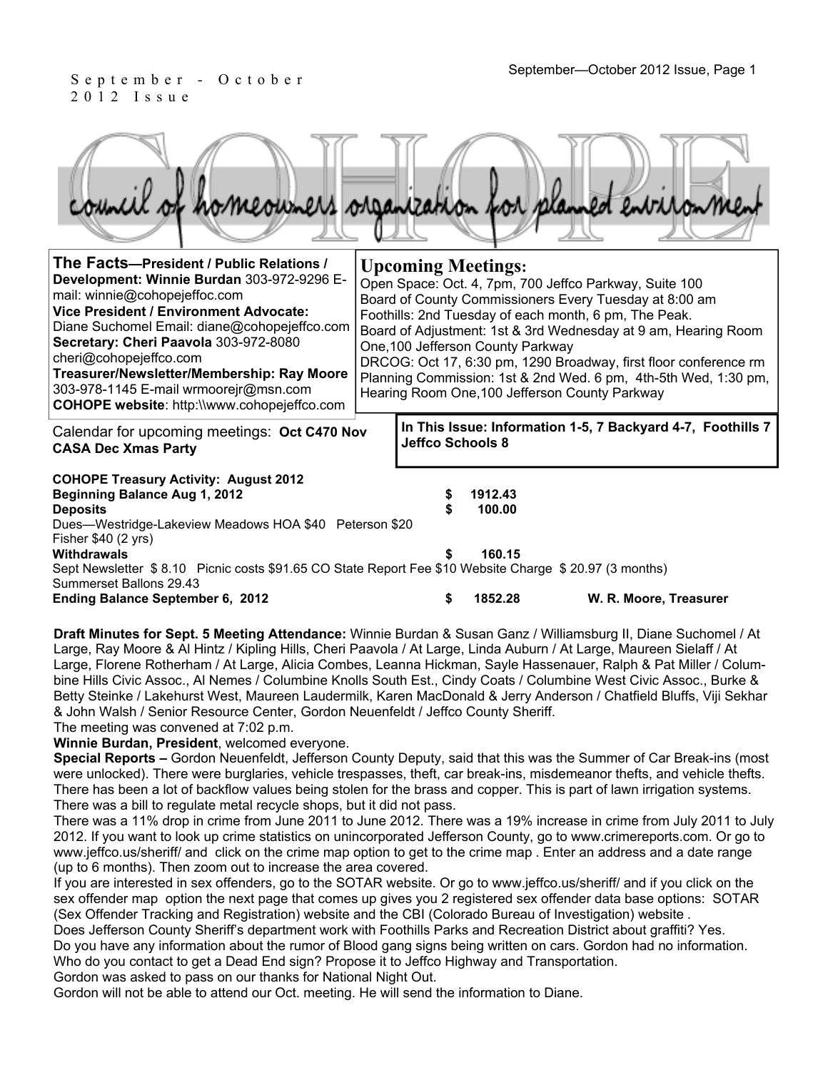September - October 2012 Issue

# COHOPE

council of homeowners organization for planned environment

**The Facts—President / Public Relations / Development: Winnie Burdan** 303-972-9296 E-mail: winnie@cohopejeffoc.com
**Vice President / Environment Advocate:** Diane Suchomel Email: diane@cohopejeffco.com
**Secretary: Cheri Paavola** 303-972-8080 cheri@cohopejeffco.com
**Treasurer/Newsletter/Membership: Ray Moore** 303-978-1145 E-mail wrmoorejr@msn.com
**COHOPE website**: http:\\www.cohopejeffco.com

## Upcoming Meetings:

Open Space: Oct. 4, 7pm, 700 Jeffco Parkway, Suite 100
Board of County Commissioners Every Tuesday at 8:00 am
Foothills: 2nd Tuesday of each month, 6 pm, The Peak.
Board of Adjustment: 1st & 3rd Wednesday at 9 am, Hearing Room One,100 Jefferson County Parkway
DRCOG: Oct 17, 6:30 pm, 1290 Broadway, first floor conference rm
Planning Commission: 1st & 2nd Wed. 6 pm, 4th-5th Wed, 1:30 pm, Hearing Room One,100 Jefferson County Parkway

Calendar for upcoming meetings: **Oct C470 Nov CASA Dec Xmas Party**

**In This Issue: Information 1-5, 7 Backyard 4-7, Foothills 7 Jeffco Schools 8**

**COHOPE Treasury Activity: August 2012**

| | | |
|---|---|---|
| **Beginning Balance Aug 1, 2012** | **$ 1912.43** | |
| **Deposits** | **$ 100.00** | |
| Dues—Westridge-Lakeview Meadows HOA $40 Peterson $20 Fisher $40 (2 yrs) | | |
| **Withdrawals** | **$ 160.15** | |
| Sept Newsletter $ 8.10 Picnic costs $91.65 CO State Report Fee $10 Website Charge $ 20.97 (3 months) Summerset Ballons 29.43 | | |
| **Ending Balance September 6, 2012** | **$ 1852.28** | **W. R. Moore, Treasurer** |

**Draft Minutes for Sept. 5 Meeting Attendance:** Winnie Burdan & Susan Ganz / Williamsburg II, Diane Suchomel / At Large, Ray Moore & Al Hintz / Kipling Hills, Cheri Paavola / At Large, Linda Auburn / At Large, Maureen Sielaff / At Large, Florene Rotherham / At Large, Alicia Combes, Leanna Hickman, Sayle Hassenauer, Ralph & Pat Miller / Columbine Hills Civic Assoc., Al Nemes / Columbine Knolls South Est., Cindy Coats / Columbine West Civic Assoc., Burke & Betty Steinke / Lakehurst West, Maureen Laudermilk, Karen MacDonald & Jerry Anderson / Chatfield Bluffs, Viji Sekhar & John Walsh / Senior Resource Center, Gordon Neuenfeldt / Jeffco County Sheriff.

The meeting was convened at 7:02 p.m.

**Winnie Burdan, President**, welcomed everyone.

**Special Reports –** Gordon Neuenfeldt, Jefferson County Deputy, said that this was the Summer of Car Break-ins (most were unlocked). There were burglaries, vehicle trespasses, theft, car break-ins, misdemeanor thefts, and vehicle thefts. There has been a lot of backflow values being stolen for the brass and copper. This is part of lawn irrigation systems. There was a bill to regulate metal recycle shops, but it did not pass.

There was a 11% drop in crime from June 2011 to June 2012. There was a 19% increase in crime from July 2011 to July 2012. If you want to look up crime statistics on unincorporated Jefferson County, go to www.crimereports.com. Or go to www.jeffco.us/sheriff/ and click on the crime map option to get to the crime map . Enter an address and a date range (up to 6 months). Then zoom out to increase the area covered.

If you are interested in sex offenders, go to the SOTAR website. Or go to www.jeffco.us/sheriff/ and if you click on the sex offender map option the next page that comes up gives you 2 registered sex offender data base options: SOTAR (Sex Offender Tracking and Registration) website and the CBI (Colorado Bureau of Investigation) website .

Does Jefferson County Sheriff's department work with Foothills Parks and Recreation District about graffiti? Yes.

Do you have any information about the rumor of Blood gang signs being written on cars. Gordon had no information.

Who do you contact to get a Dead End sign? Propose it to Jeffco Highway and Transportation.

Gordon was asked to pass on our thanks for National Night Out.

Gordon will not be able to attend our Oct. meeting. He will send the information to Diane.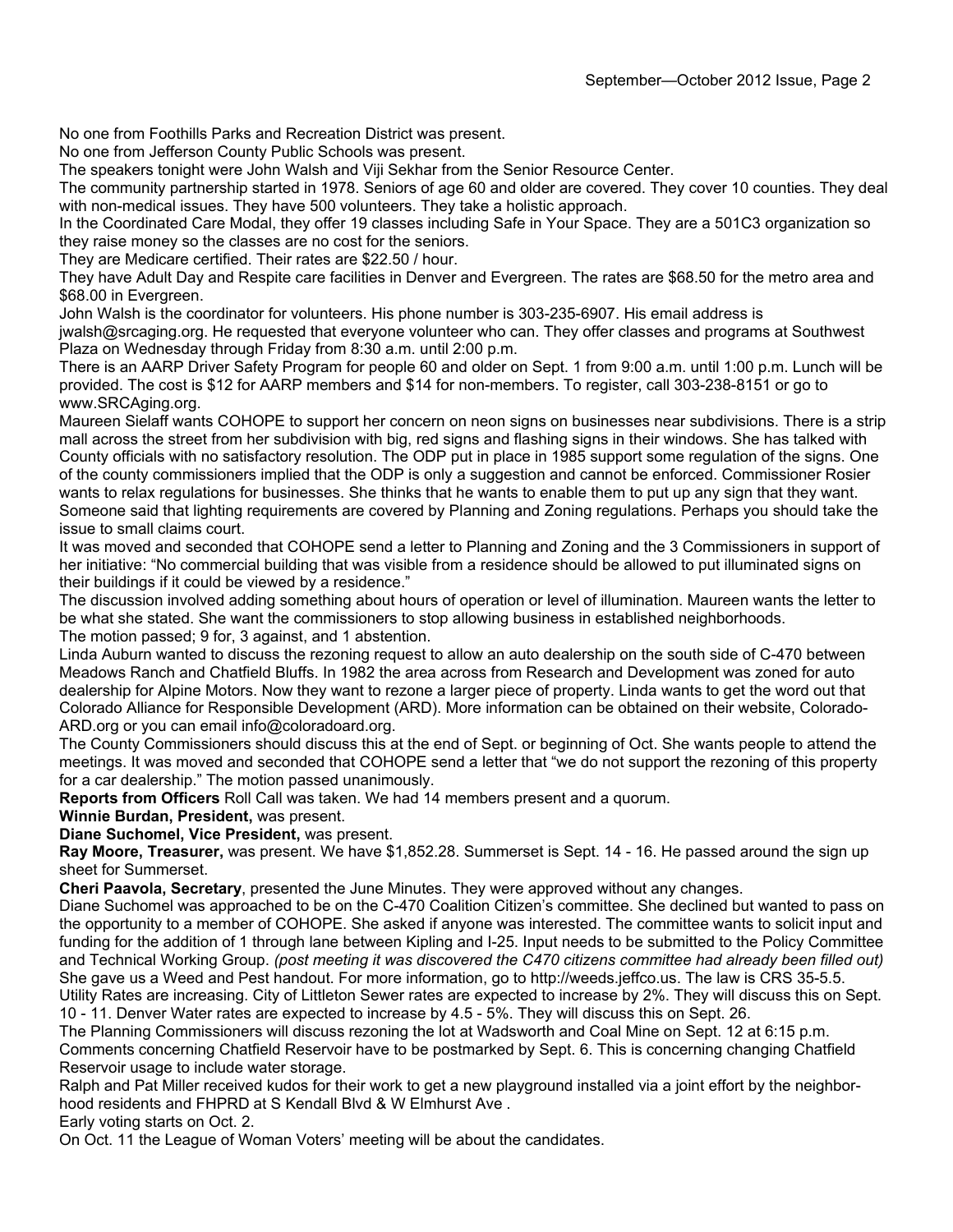No one from Foothills Parks and Recreation District was present.

No one from Jefferson County Public Schools was present.

The speakers tonight were John Walsh and Viji Sekhar from the Senior Resource Center.

The community partnership started in 1978. Seniors of age 60 and older are covered. They cover 10 counties. They deal with non-medical issues. They have 500 volunteers. They take a holistic approach.

In the Coordinated Care Modal, they offer 19 classes including Safe in Your Space. They are a 501C3 organization so they raise money so the classes are no cost for the seniors.

They are Medicare certified. Their rates are $22.50 / hour.

They have Adult Day and Respite care facilities in Denver and Evergreen. The rates are $68.50 for the metro area and $68.00 in Evergreen.

John Walsh is the coordinator for volunteers. His phone number is 303-235-6907. His email address is jwalsh@srcaging.org. He requested that everyone volunteer who can. They offer classes and programs at Southwest Plaza on Wednesday through Friday from 8:30 a.m. until 2:00 p.m.

There is an AARP Driver Safety Program for people 60 and older on Sept. 1 from 9:00 a.m. until 1:00 p.m. Lunch will be provided. The cost is $12 for AARP members and $14 for non-members. To register, call 303-238-8151 or go to www.SRCAging.org.

Maureen Sielaff wants COHOPE to support her concern on neon signs on businesses near subdivisions. There is a strip mall across the street from her subdivision with big, red signs and flashing signs in their windows. She has talked with County officials with no satisfactory resolution. The ODP put in place in 1985 support some regulation of the signs. One of the county commissioners implied that the ODP is only a suggestion and cannot be enforced. Commissioner Rosier wants to relax regulations for businesses. She thinks that he wants to enable them to put up any sign that they want. Someone said that lighting requirements are covered by Planning and Zoning regulations. Perhaps you should take the issue to small claims court.

It was moved and seconded that COHOPE send a letter to Planning and Zoning and the 3 Commissioners in support of her initiative: "No commercial building that was visible from a residence should be allowed to put illuminated signs on their buildings if it could be viewed by a residence."

The discussion involved adding something about hours of operation or level of illumination. Maureen wants the letter to be what she stated. She want the commissioners to stop allowing business in established neighborhoods.

The motion passed; 9 for, 3 against, and 1 abstention.

Linda Auburn wanted to discuss the rezoning request to allow an auto dealership on the south side of C-470 between Meadows Ranch and Chatfield Bluffs. In 1982 the area across from Research and Development was zoned for auto dealership for Alpine Motors. Now they want to rezone a larger piece of property. Linda wants to get the word out that Colorado Alliance for Responsible Development (ARD). More information can be obtained on their website, Colorado-ARD.org or you can email info@coloradoard.org.

The County Commissioners should discuss this at the end of Sept. or beginning of Oct. She wants people to attend the meetings. It was moved and seconded that COHOPE send a letter that "we do not support the rezoning of this property for a car dealership." The motion passed unanimously.

**Reports from Officers** Roll Call was taken. We had 14 members present and a quorum.

**Winnie Burdan, President,** was present.

**Diane Suchomel, Vice President,** was present.

**Ray Moore, Treasurer,** was present. We have $1,852.28. Summerset is Sept. 14 - 16. He passed around the sign up sheet for Summerset.

**Cheri Paavola, Secretary**, presented the June Minutes. They were approved without any changes.

Diane Suchomel was approached to be on the C-470 Coalition Citizen's committee. She declined but wanted to pass on the opportunity to a member of COHOPE. She asked if anyone was interested. The committee wants to solicit input and funding for the addition of 1 through lane between Kipling and I-25. Input needs to be submitted to the Policy Committee and Technical Working Group. *(post meeting it was discovered the C470 citizens committee had already been filled out)*

She gave us a Weed and Pest handout. For more information, go to http://weeds.jeffco.us. The law is CRS 35-5.5.

Utility Rates are increasing. City of Littleton Sewer rates are expected to increase by 2%. They will discuss this on Sept. 10 - 11. Denver Water rates are expected to increase by 4.5 - 5%. They will discuss this on Sept. 26.

The Planning Commissioners will discuss rezoning the lot at Wadsworth and Coal Mine on Sept. 12 at 6:15 p.m.

Comments concerning Chatfield Reservoir have to be postmarked by Sept. 6. This is concerning changing Chatfield Reservoir usage to include water storage.

Ralph and Pat Miller received kudos for their work to get a new playground installed via a joint effort by the neighborhood residents and FHPRD at S Kendall Blvd & W Elmhurst Ave .

Early voting starts on Oct. 2.

On Oct. 11 the League of Woman Voters' meeting will be about the candidates.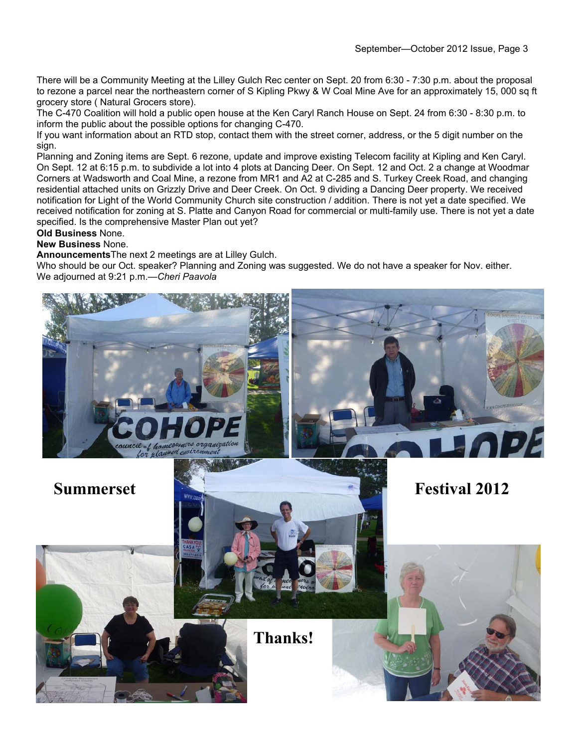There will be a Community Meeting at the Lilley Gulch Rec center on Sept. 20 from 6:30 - 7:30 p.m. about the proposal to rezone a parcel near the northeastern corner of S Kipling Pkwy & W Coal Mine Ave for an approximately 15, 000 sq ft grocery store ( Natural Grocers store).

The C-470 Coalition will hold a public open house at the Ken Caryl Ranch House on Sept. 24 from 6:30 - 8:30 p.m. to inform the public about the possible options for changing C-470.

If you want information about an RTD stop, contact them with the street corner, address, or the 5 digit number on the sign.

Planning and Zoning items are Sept. 6 rezone, update and improve existing Telecom facility at Kipling and Ken Caryl. On Sept. 12 at 6:15 p.m. to subdivide a lot into 4 plots at Dancing Deer. On Sept. 12 and Oct. 2 a change at Woodmar Corners at Wadsworth and Coal Mine, a rezone from MR1 and A2 at C-285 and S. Turkey Creek Road, and changing residential attached units on Grizzly Drive and Deer Creek. On Oct. 9 dividing a Dancing Deer property. We received notification for Light of the World Community Church site construction / addition. There is not yet a date specified. We received notification for zoning at S. Platte and Canyon Road for commercial or multi-family use. There is not yet a date specified. Is the comprehensive Master Plan out yet?

**Old Business** None.

**New Business** None.

**Announcements**The next 2 meetings are at Lilley Gulch.

Who should be our Oct. speaker? Planning and Zoning was suggested. We do not have a speaker for Nov. either.

We adjourned at 9:21 p.m.—*Cheri Paavola*

**Summerset Festival 2012**

**Thanks!**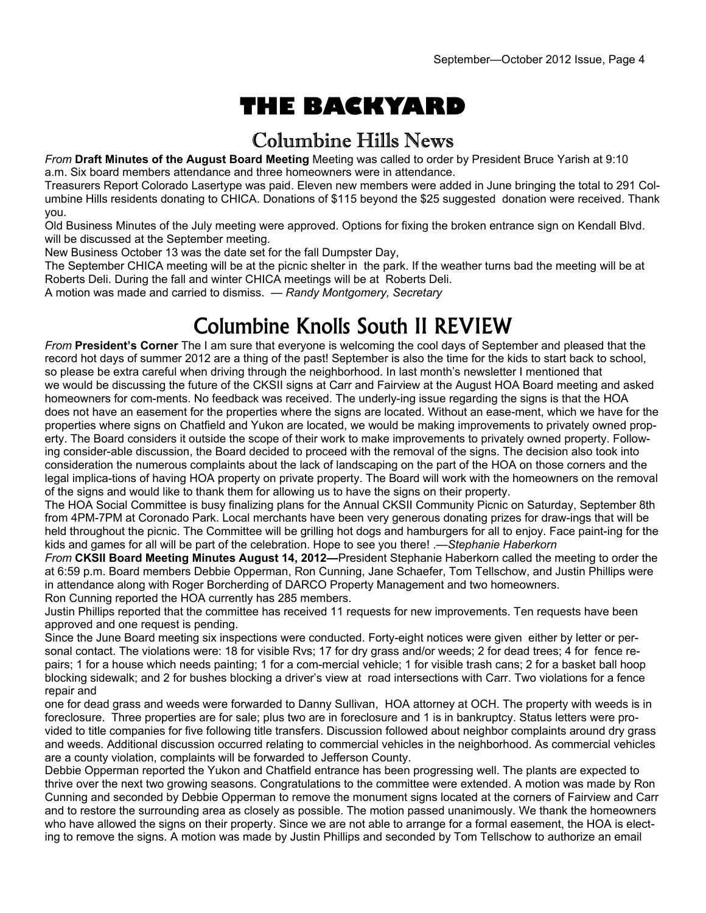# THE BACKYARD

## Columbine Hills News

*From* **Draft Minutes of the August Board Meeting** Meeting was called to order by President Bruce Yarish at 9:10 a.m. Six board members attendance and three homeowners were in attendance.

Treasurers Report Colorado Lasertype was paid. Eleven new members were added in June bringing the total to 291 Columbine Hills residents donating to CHICA. Donations of $115 beyond the $25 suggested donation were received. Thank you.

Old Business Minutes of the July meeting were approved. Options for fixing the broken entrance sign on Kendall Blvd. will be discussed at the September meeting.

New Business October 13 was the date set for the fall Dumpster Day,

The September CHICA meeting will be at the picnic shelter in the park. If the weather turns bad the meeting will be at Roberts Deli. During the fall and winter CHICA meetings will be at Roberts Deli.

A motion was made and carried to dismiss. — *Randy Montgomery, Secretary*

## Columbine Knolls South II REVIEW

*From* **President's Corner** The I am sure that everyone is welcoming the cool days of September and pleased that the record hot days of summer 2012 are a thing of the past! September is also the time for the kids to start back to school, so please be extra careful when driving through the neighborhood. In last month's newsletter I mentioned that we would be discussing the future of the CKSII signs at Carr and Fairview at the August HOA Board meeting and asked homeowners for com-ments. No feedback was received. The underly-ing issue regarding the signs is that the HOA does not have an easement for the properties where the signs are located. Without an ease-ment, which we have for the properties where signs on Chatfield and Yukon are located, we would be making improvements to privately owned prop-erty. The Board considers it outside the scope of their work to make improvements to privately owned property. Follow-ing consider-able discussion, the Board decided to proceed with the removal of the signs. The decision also took into consideration the numerous complaints about the lack of landscaping on the part of the HOA on those corners and the legal implica-tions of having HOA property on private property. The Board will work with the homeowners on the removal of the signs and would like to thank them for allowing us to have the signs on their property.

The HOA Social Committee is busy finalizing plans for the Annual CKSII Community Picnic on Saturday, September 8th from 4PM-7PM at Coronado Park. Local merchants have been very generous donating prizes for draw-ings that will be held throughout the picnic. The Committee will be grilling hot dogs and hamburgers for all to enjoy. Face paint-ing for the kids and games for all will be part of the celebration. Hope to see you there! .—*Stephanie Haberkorn*

*From* **CKSII Board Meeting Minutes August 14, 2012—**President Stephanie Haberkorn called the meeting to order the at 6:59 p.m. Board members Debbie Opperman, Ron Cunning, Jane Schaefer, Tom Tellschow, and Justin Phillips were in attendance along with Roger Borcherding of DARCO Property Management and two homeowners.

Ron Cunning reported the HOA currently has 285 members.

Justin Phillips reported that the committee has received 11 requests for new improvements. Ten requests have been approved and one request is pending.

Since the June Board meeting six inspections were conducted. Forty-eight notices were given either by letter or personal contact. The violations were: 18 for visible Rvs; 17 for dry grass and/or weeds; 2 for dead trees; 4 for fence repairs; 1 for a house which needs painting; 1 for a com-mercial vehicle; 1 for visible trash cans; 2 for a basket ball hoop blocking sidewalk; and 2 for bushes blocking a driver's view at road intersections with Carr. Two violations for a fence repair and

one for dead grass and weeds were forwarded to Danny Sullivan, HOA attorney at OCH. The property with weeds is in foreclosure. Three properties are for sale; plus two are in foreclosure and 1 is in bankruptcy. Status letters were provided to title companies for five following title transfers. Discussion followed about neighbor complaints around dry grass and weeds. Additional discussion occurred relating to commercial vehicles in the neighborhood. As commercial vehicles are a county violation, complaints will be forwarded to Jefferson County.

Debbie Opperman reported the Yukon and Chatfield entrance has been progressing well. The plants are expected to thrive over the next two growing seasons. Congratulations to the committee were extended. A motion was made by Ron Cunning and seconded by Debbie Opperman to remove the monument signs located at the corners of Fairview and Carr and to restore the surrounding area as closely as possible. The motion passed unanimously. We thank the homeowners who have allowed the signs on their property. Since we are not able to arrange for a formal easement, the HOA is electing to remove the signs. A motion was made by Justin Phillips and seconded by Tom Tellschow to authorize an email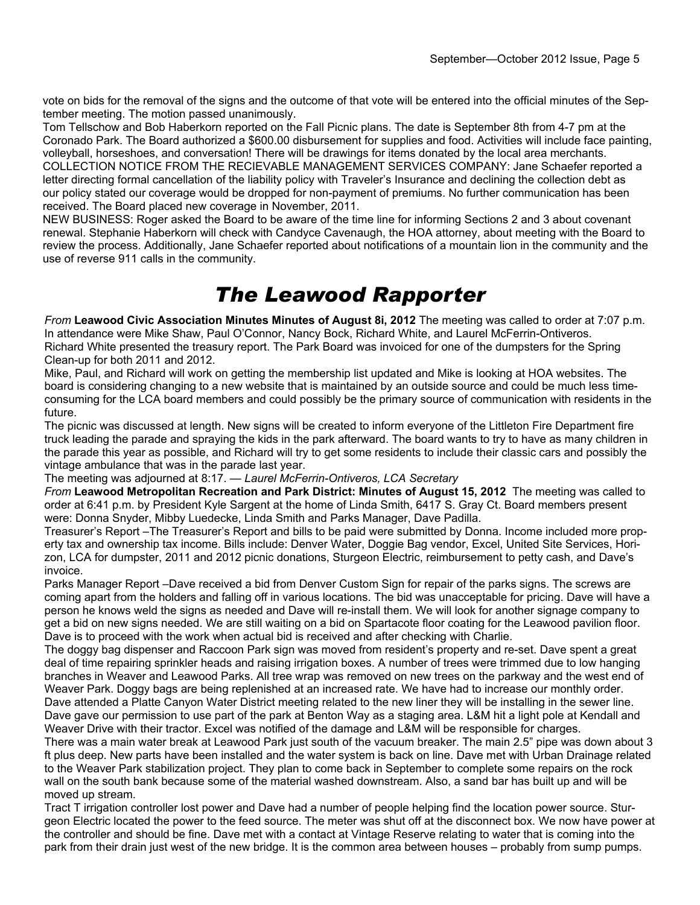vote on bids for the removal of the signs and the outcome of that vote will be entered into the official minutes of the September meeting. The motion passed unanimously.

Tom Tellschow and Bob Haberkorn reported on the Fall Picnic plans. The date is September 8th from 4-7 pm at the Coronado Park. The Board authorized a $600.00 disbursement for supplies and food. Activities will include face painting, volleyball, horseshoes, and conversation! There will be drawings for items donated by the local area merchants.

COLLECTION NOTICE FROM THE RECIEVABLE MANAGEMENT SERVICES COMPANY: Jane Schaefer reported a letter directing formal cancellation of the liability policy with Traveler's Insurance and declining the collection debt as our policy stated our coverage would be dropped for non-payment of premiums. No further communication has been received. The Board placed new coverage in November, 2011.

NEW BUSINESS: Roger asked the Board to be aware of the time line for informing Sections 2 and 3 about covenant renewal. Stephanie Haberkorn will check with Candyce Cavenaugh, the HOA attorney, about meeting with the Board to review the process. Additionally, Jane Schaefer reported about notifications of a mountain lion in the community and the use of reverse 911 calls in the community.

# *The Leawood Rapporter*

*From* **Leawood Civic Association Minutes Minutes of August 8i, 2012** The meeting was called to order at 7:07 p.m. In attendance were Mike Shaw, Paul O'Connor, Nancy Bock, Richard White, and Laurel McFerrin-Ontiveros.

Richard White presented the treasury report. The Park Board was invoiced for one of the dumpsters for the Spring Clean-up for both 2011 and 2012.

Mike, Paul, and Richard will work on getting the membership list updated and Mike is looking at HOA websites. The board is considering changing to a new website that is maintained by an outside source and could be much less time-consuming for the LCA board members and could possibly be the primary source of communication with residents in the future.

The picnic was discussed at length. New signs will be created to inform everyone of the Littleton Fire Department fire truck leading the parade and spraying the kids in the park afterward. The board wants to try to have as many children in the parade this year as possible, and Richard will try to get some residents to include their classic cars and possibly the vintage ambulance that was in the parade last year.

The meeting was adjourned at 8:17. — *Laurel McFerrin-Ontiveros, LCA Secretary*

*From* **Leawood Metropolitan Recreation and Park District: Minutes of August 15, 2012** The meeting was called to order at 6:41 p.m. by President Kyle Sargent at the home of Linda Smith, 6417 S. Gray Ct. Board members present were: Donna Snyder, Mibby Luedecke, Linda Smith and Parks Manager, Dave Padilla.

Treasurer's Report –The Treasurer's Report and bills to be paid were submitted by Donna. Income included more property tax and ownership tax income. Bills include: Denver Water, Doggie Bag vendor, Excel, United Site Services, Horizon, LCA for dumpster, 2011 and 2012 picnic donations, Sturgeon Electric, reimbursement to petty cash, and Dave's invoice.

Parks Manager Report –Dave received a bid from Denver Custom Sign for repair of the parks signs. The screws are coming apart from the holders and falling off in various locations. The bid was unacceptable for pricing. Dave will have a person he knows weld the signs as needed and Dave will re-install them. We will look for another signage company to get a bid on new signs needed. We are still waiting on a bid on Spartacote floor coating for the Leawood pavilion floor. Dave is to proceed with the work when actual bid is received and after checking with Charlie.

The doggy bag dispenser and Raccoon Park sign was moved from resident's property and re-set. Dave spent a great deal of time repairing sprinkler heads and raising irrigation boxes. A number of trees were trimmed due to low hanging branches in Weaver and Leawood Parks. All tree wrap was removed on new trees on the parkway and the west end of Weaver Park. Doggy bags are being replenished at an increased rate. We have had to increase our monthly order.

Dave attended a Platte Canyon Water District meeting related to the new liner they will be installing in the sewer line. Dave gave our permission to use part of the park at Benton Way as a staging area. L&M hit a light pole at Kendall and Weaver Drive with their tractor. Excel was notified of the damage and L&M will be responsible for charges.

There was a main water break at Leawood Park just south of the vacuum breaker. The main 2.5" pipe was down about 3 ft plus deep. New parts have been installed and the water system is back on line. Dave met with Urban Drainage related to the Weaver Park stabilization project. They plan to come back in September to complete some repairs on the rock wall on the south bank because some of the material washed downstream. Also, a sand bar has built up and will be moved up stream.

Tract T irrigation controller lost power and Dave had a number of people helping find the location power source. Sturgeon Electric located the power to the feed source. The meter was shut off at the disconnect box. We now have power at the controller and should be fine. Dave met with a contact at Vintage Reserve relating to water that is coming into the park from their drain just west of the new bridge. It is the common area between houses – probably from sump pumps.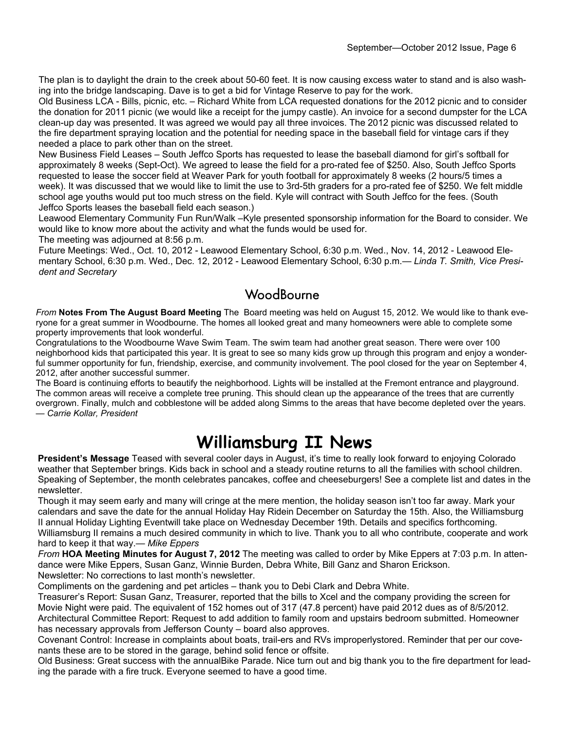The plan is to daylight the drain to the creek about 50-60 feet. It is now causing excess water to stand and is also washing into the bridge landscaping. Dave is to get a bid for Vintage Reserve to pay for the work.

Old Business LCA - Bills, picnic, etc. – Richard White from LCA requested donations for the 2012 picnic and to consider the donation for 2011 picnic (we would like a receipt for the jumpy castle). An invoice for a second dumpster for the LCA clean-up day was presented. It was agreed we would pay all three invoices. The 2012 picnic was discussed related to the fire department spraying location and the potential for needing space in the baseball field for vintage cars if they needed a place to park other than on the street.

New Business Field Leases – South Jeffco Sports has requested to lease the baseball diamond for girl's softball for approximately 8 weeks (Sept-Oct). We agreed to lease the field for a pro-rated fee of $250. Also, South Jeffco Sports requested to lease the soccer field at Weaver Park for youth football for approximately 8 weeks (2 hours/5 times a week). It was discussed that we would like to limit the use to 3rd-5th graders for a pro-rated fee of $250. We felt middle school age youths would put too much stress on the field. Kyle will contract with South Jeffco for the fees. (South Jeffco Sports leases the baseball field each season.)

Leawood Elementary Community Fun Run/Walk –Kyle presented sponsorship information for the Board to consider. We would like to know more about the activity and what the funds would be used for.

The meeting was adjourned at 8:56 p.m.

Future Meetings: Wed., Oct. 10, 2012 - Leawood Elementary School, 6:30 p.m. Wed., Nov. 14, 2012 - Leawood Elementary School, 6:30 p.m. Wed., Dec. 12, 2012 - Leawood Elementary School, 6:30 p.m.— *Linda T. Smith, Vice President and Secretary*

## WoodBourne

*From* **Notes From The August Board Meeting** The Board meeting was held on August 15, 2012. We would like to thank everyone for a great summer in Woodbourne. The homes all looked great and many homeowners were able to complete some property improvements that look wonderful.

Congratulations to the Woodbourne Wave Swim Team. The swim team had another great season. There were over 100 neighborhood kids that participated this year. It is great to see so many kids grow up through this program and enjoy a wonderful summer opportunity for fun, friendship, exercise, and community involvement. The pool closed for the year on September 4, 2012, after another successful summer.

The Board is continuing efforts to beautify the neighborhood. Lights will be installed at the Fremont entrance and playground. The common areas will receive a complete tree pruning. This should clean up the appearance of the trees that are currently overgrown. Finally, mulch and cobblestone will be added along Simms to the areas that have become depleted over the years. — *Carrie Kollar, President*

# Williamsburg II News

**President's Message** Teased with several cooler days in August, it's time to really look forward to enjoying Colorado weather that September brings. Kids back in school and a steady routine returns to all the families with school children. Speaking of September, the month celebrates pancakes, coffee and cheeseburgers! See a complete list and dates in the newsletter.

Though it may seem early and many will cringe at the mere mention, the holiday season isn't too far away. Mark your calendars and save the date for the annual Holiday Hay Ridein December on Saturday the 15th. Also, the Williamsburg II annual Holiday Lighting Eventwill take place on Wednesday December 19th. Details and specifics forthcoming.

Williamsburg II remains a much desired community in which to live. Thank you to all who contribute, cooperate and work hard to keep it that way.— *Mike Eppers*

*From* **HOA Meeting Minutes for August 7, 2012** The meeting was called to order by Mike Eppers at 7:03 p.m. In attendance were Mike Eppers, Susan Ganz, Winnie Burden, Debra White, Bill Ganz and Sharon Erickson.

Newsletter: No corrections to last month's newsletter.

Compliments on the gardening and pet articles – thank you to Debi Clark and Debra White.

Treasurer's Report: Susan Ganz, Treasurer, reported that the bills to Xcel and the company providing the screen for Movie Night were paid. The equivalent of 152 homes out of 317 (47.8 percent) have paid 2012 dues as of 8/5/2012.

Architectural Committee Report: Request to add addition to family room and upstairs bedroom submitted. Homeowner has necessary approvals from Jefferson County – board also approves.

Covenant Control: Increase in complaints about boats, trail-ers and RVs improperlystored. Reminder that per our covenants these are to be stored in the garage, behind solid fence or offsite.

Old Business: Great success with the annualBike Parade. Nice turn out and big thank you to the fire department for leading the parade with a fire truck. Everyone seemed to have a good time.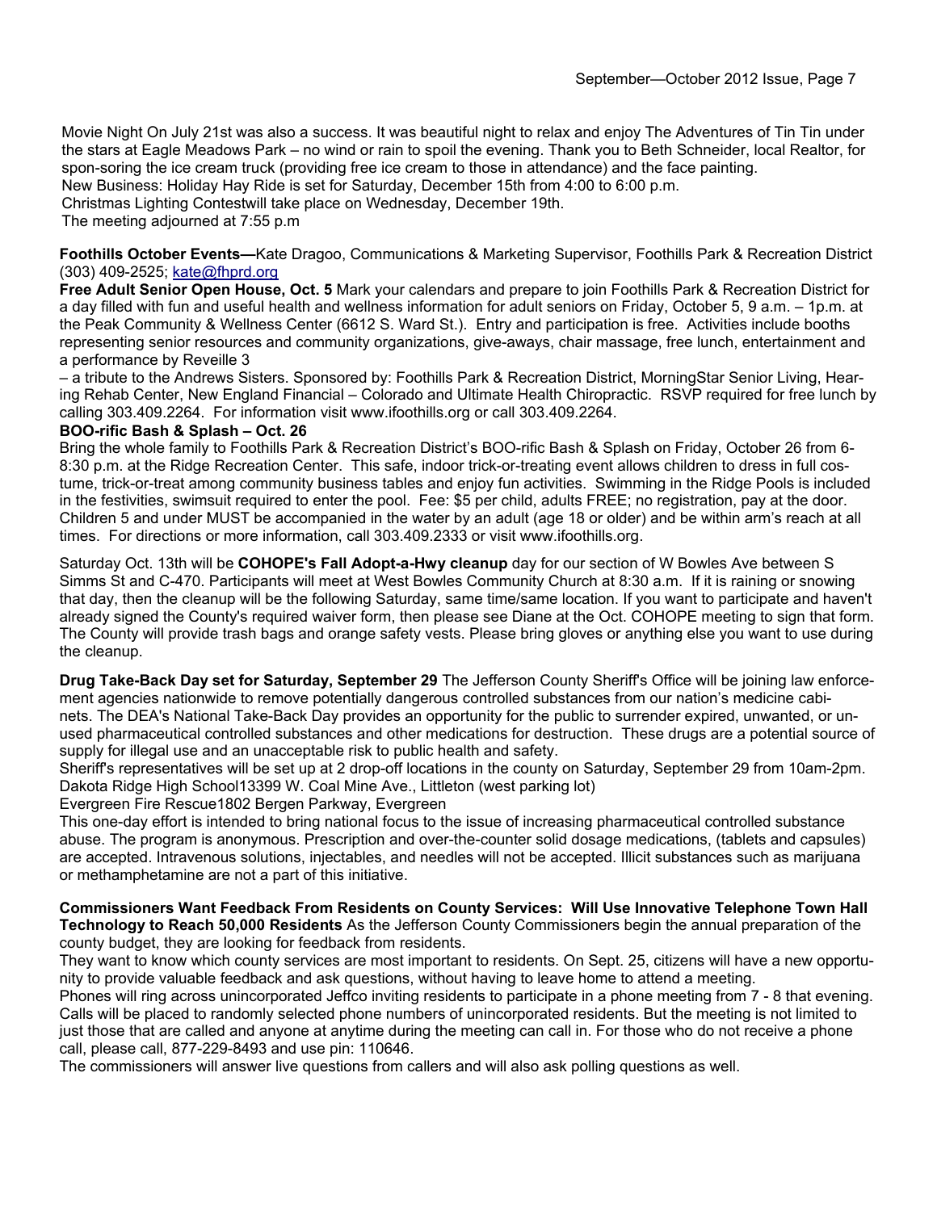Movie Night On July 21st was also a success. It was beautiful night to relax and enjoy The Adventures of Tin Tin under the stars at Eagle Meadows Park – no wind or rain to spoil the evening. Thank you to Beth Schneider, local Realtor, for spon-soring the ice cream truck (providing free ice cream to those in attendance) and the face painting.
New Business: Holiday Hay Ride is set for Saturday, December 15th from 4:00 to 6:00 p.m.
Christmas Lighting Contestwill take place on Wednesday, December 19th.
The meeting adjourned at 7:55 p.m

**Foothills October Events—**Kate Dragoo, Communications & Marketing Supervisor, Foothills Park & Recreation District (303) 409-2525; kate@fhprd.org

**Free Adult Senior Open House, Oct. 5** Mark your calendars and prepare to join Foothills Park & Recreation District for a day filled with fun and useful health and wellness information for adult seniors on Friday, October 5, 9 a.m. – 1p.m. at the Peak Community & Wellness Center (6612 S. Ward St.). Entry and participation is free. Activities include booths representing senior resources and community organizations, give-aways, chair massage, free lunch, entertainment and a performance by Reveille 3
– a tribute to the Andrews Sisters. Sponsored by: Foothills Park & Recreation District, MorningStar Senior Living, Hearing Rehab Center, New England Financial – Colorado and Ultimate Health Chiropractic. RSVP required for free lunch by calling 303.409.2264. For information visit www.ifoothills.org or call 303.409.2264.

**BOO-rific Bash & Splash – Oct. 26**

Bring the whole family to Foothills Park & Recreation District's BOO-rific Bash & Splash on Friday, October 26 from 6-8:30 p.m. at the Ridge Recreation Center. This safe, indoor trick-or-treating event allows children to dress in full costume, trick-or-treat among community business tables and enjoy fun activities. Swimming in the Ridge Pools is included in the festivities, swimsuit required to enter the pool. Fee: $5 per child, adults FREE; no registration, pay at the door. Children 5 and under MUST be accompanied in the water by an adult (age 18 or older) and be within arm's reach at all times. For directions or more information, call 303.409.2333 or visit www.ifoothills.org.

Saturday Oct. 13th will be **COHOPE's Fall Adopt-a-Hwy cleanup** day for our section of W Bowles Ave between S Simms St and C-470. Participants will meet at West Bowles Community Church at 8:30 a.m. If it is raining or snowing that day, then the cleanup will be the following Saturday, same time/same location. If you want to participate and haven't already signed the County's required waiver form, then please see Diane at the Oct. COHOPE meeting to sign that form. The County will provide trash bags and orange safety vests. Please bring gloves or anything else you want to use during the cleanup.

**Drug Take-Back Day set for Saturday, September 29** The Jefferson County Sheriff's Office will be joining law enforcement agencies nationwide to remove potentially dangerous controlled substances from our nation's medicine cabinets. The DEA's National Take-Back Day provides an opportunity for the public to surrender expired, unwanted, or unused pharmaceutical controlled substances and other medications for destruction. These drugs are a potential source of supply for illegal use and an unacceptable risk to public health and safety.
Sheriff's representatives will be set up at 2 drop-off locations in the county on Saturday, September 29 from 10am-2pm.
Dakota Ridge High School13399 W. Coal Mine Ave., Littleton (west parking lot)
Evergreen Fire Rescue1802 Bergen Parkway, Evergreen
This one-day effort is intended to bring national focus to the issue of increasing pharmaceutical controlled substance abuse. The program is anonymous. Prescription and over-the-counter solid dosage medications, (tablets and capsules) are accepted. Intravenous solutions, injectables, and needles will not be accepted. Illicit substances such as marijuana or methamphetamine are not a part of this initiative.

**Commissioners Want Feedback From Residents on County Services: Will Use Innovative Telephone Town Hall Technology to Reach 50,000 Residents** As the Jefferson County Commissioners begin the annual preparation of the county budget, they are looking for feedback from residents.
They want to know which county services are most important to residents. On Sept. 25, citizens will have a new opportunity to provide valuable feedback and ask questions, without having to leave home to attend a meeting.
Phones will ring across unincorporated Jeffco inviting residents to participate in a phone meeting from 7 - 8 that evening. Calls will be placed to randomly selected phone numbers of unincorporated residents. But the meeting is not limited to just those that are called and anyone at anytime during the meeting can call in. For those who do not receive a phone call, please call, 877-229-8493 and use pin: 110646.
The commissioners will answer live questions from callers and will also ask polling questions as well.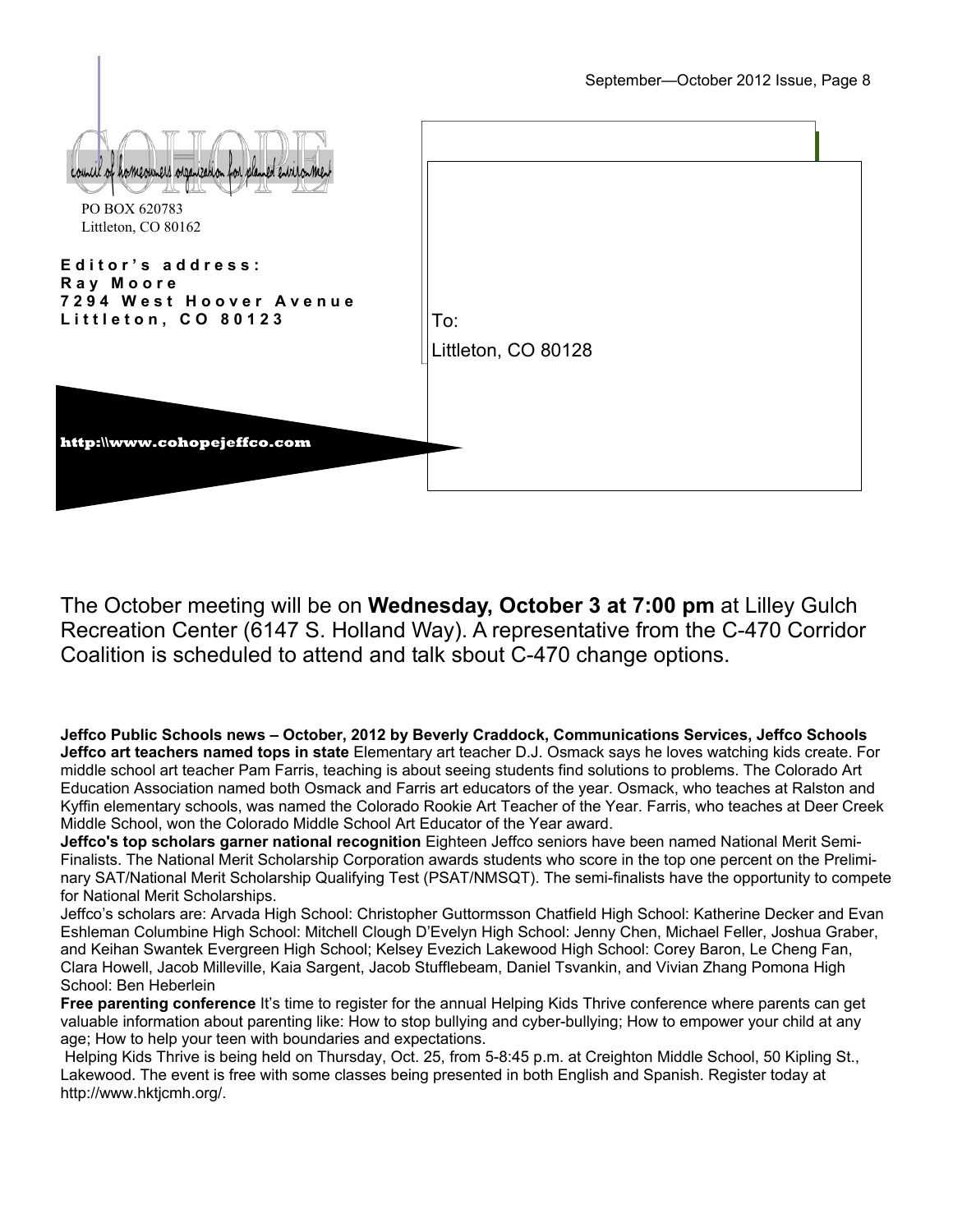COHOPE

council of homeowners organization for planned environment

PO BOX 620783
Littleton, CO 80162

**Editor's address:**
**Ray Moore**
**7294 West Hoover Avenue**
**Littleton, CO 80123**

To:

Littleton, CO 80128

**http:\\www.cohopejeffco.com**

The October meeting will be on **Wednesday, October 3 at 7:00 pm** at Lilley Gulch Recreation Center (6147 S. Holland Way). A representative from the C-470 Corridor Coalition is scheduled to attend and talk sbout C-470 change options.

**Jeffco Public Schools news – October, 2012 by Beverly Craddock, Communications Services, Jeffco Schools**

**Jeffco art teachers named tops in state** Elementary art teacher D.J. Osmack says he loves watching kids create. For middle school art teacher Pam Farris, teaching is about seeing students find solutions to problems. The Colorado Art Education Association named both Osmack and Farris art educators of the year. Osmack, who teaches at Ralston and Kyffin elementary schools, was named the Colorado Rookie Art Teacher of the Year. Farris, who teaches at Deer Creek Middle School, won the Colorado Middle School Art Educator of the Year award.

**Jeffco's top scholars garner national recognition** Eighteen Jeffco seniors have been named National Merit Semi-Finalists. The National Merit Scholarship Corporation awards students who score in the top one percent on the Preliminary SAT/National Merit Scholarship Qualifying Test (PSAT/NMSQT). The semi-finalists have the opportunity to compete for National Merit Scholarships.

Jeffco's scholars are: Arvada High School: Christopher Guttormsson Chatfield High School: Katherine Decker and Evan Eshleman Columbine High School: Mitchell Clough D'Evelyn High School: Jenny Chen, Michael Feller, Joshua Graber, and Keihan Swantek Evergreen High School; Kelsey Evezich Lakewood High School: Corey Baron, Le Cheng Fan, Clara Howell, Jacob Milleville, Kaia Sargent, Jacob Stufflebeam, Daniel Tsvankin, and Vivian Zhang Pomona High School: Ben Heberlein

**Free parenting conference** It's time to register for the annual Helping Kids Thrive conference where parents can get valuable information about parenting like: How to stop bullying and cyber-bullying; How to empower your child at any age; How to help your teen with boundaries and expectations.

Helping Kids Thrive is being held on Thursday, Oct. 25, from 5-8:45 p.m. at Creighton Middle School, 50 Kipling St., Lakewood. The event is free with some classes being presented in both English and Spanish. Register today at http://www.hktjcmh.org/.